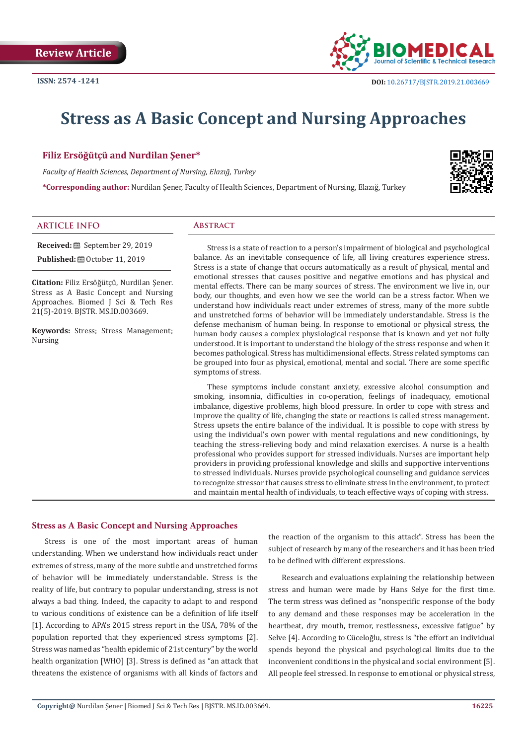Review Article

ISSN: 2574 -1241

DOI: 10.26717/BJSTR.2019.21.003669

# Stress as A Basic Concept and Nursing Approaches

**Filiz Ersöğütçü and Nurdilan Şener***

*Faculty of Health Sciences, Department of Nursing, Elazığ, Turkey*

***Corresponding author:** Nurdilan Şener, Faculty of Health Sciences, Department of Nursing, Elazığ, Turkey

## ARTICLE INFO

**Received:** September 29, 2019

**Published:** October 11, 2019

**Citation:** Filiz Ersöğütçü, Nurdilan Şener. Stress as A Basic Concept and Nursing Approaches. Biomed J Sci & Tech Res 21(5)-2019. BJSTR. MS.ID.003669.

**Keywords:** Stress; Stress Management; Nursing

## Abstract

Stress is a state of reaction to a person's impairment of biological and psychological balance. As an inevitable consequence of life, all living creatures experience stress. Stress is a state of change that occurs automatically as a result of physical, mental and emotional stresses that causes positive and negative emotions and has physical and mental effects. There can be many sources of stress. The environment we live in, our body, our thoughts, and even how we see the world can be a stress factor. When we understand how individuals react under extremes of stress, many of the more subtle and unstretched forms of behavior will be immediately understandable. Stress is the defense mechanism of human being. In response to emotional or physical stress, the human body causes a complex physiological response that is known and yet not fully understood. It is important to understand the biology of the stress response and when it becomes pathological. Stress has multidimensional effects. Stress related symptoms can be grouped into four as physical, emotional, mental and social. There are some specific symptoms of stress.

These symptoms include constant anxiety, excessive alcohol consumption and smoking, insomnia, difficulties in co-operation, feelings of inadequacy, emotional imbalance, digestive problems, high blood pressure. In order to cope with stress and improve the quality of life, changing the state or reactions is called stress management. Stress upsets the entire balance of the individual. It is possible to cope with stress by using the individual's own power with mental regulations and new conditionings, by teaching the stress-relieving body and mind relaxation exercises. A nurse is a health professional who provides support for stressed individuals. Nurses are important help providers in providing professional knowledge and skills and supportive interventions to stressed individuals. Nurses provide psychological counseling and guidance services to recognize stressor that causes stress to eliminate stress in the environment, to protect and maintain mental health of individuals, to teach effective ways of coping with stress.

## Stress as A Basic Concept and Nursing Approaches

Stress is one of the most important areas of human understanding. When we understand how individuals react under extremes of stress, many of the more subtle and unstretched forms of behavior will be immediately understandable. Stress is the reality of life, but contrary to popular understanding, stress is not always a bad thing. Indeed, the capacity to adapt to and respond to various conditions of existence can be a definition of life itself [1]. According to APA's 2015 stress report in the USA, 78% of the population reported that they experienced stress symptoms [2]. Stress was named as "health epidemic of 21st century" by the world health organization [WHO] [3]. Stress is defined as "an attack that threatens the existence of organisms with all kinds of factors and the reaction of the organism to this attack". Stress has been the subject of research by many of the researchers and it has been tried to be defined with different expressions.

Research and evaluations explaining the relationship between stress and human were made by Hans Selye for the first time. The term stress was defined as "nonspecific response of the body to any demand and these responses may be acceleration in the heartbeat, dry mouth, tremor, restlessness, excessive fatigue" by Selve [4]. According to Cüceloğlu, stress is "the effort an individual spends beyond the physical and psychological limits due to the inconvenient conditions in the physical and social environment [5]. All people feel stressed. In response to emotional or physical stress,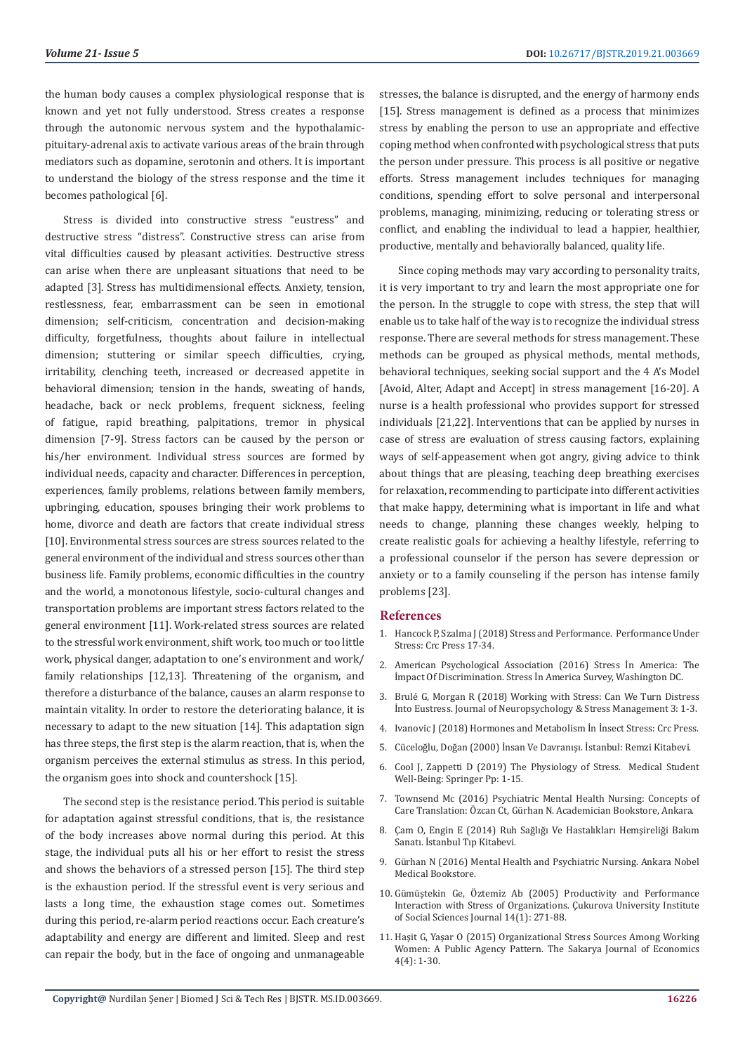the human body causes a complex physiological response that is known and yet not fully understood. Stress creates a response through the autonomic nervous system and the hypothalamic-pituitary-adrenal axis to activate various areas of the brain through mediators such as dopamine, serotonin and others. It is important to understand the biology of the stress response and the time it becomes pathological [6].

Stress is divided into constructive stress "eustress" and destructive stress "distress". Constructive stress can arise from vital difficulties caused by pleasant activities. Destructive stress can arise when there are unpleasant situations that need to be adapted [3]. Stress has multidimensional effects. Anxiety, tension, restlessness, fear, embarrassment can be seen in emotional dimension; self-criticism, concentration and decision-making difficulty, forgetfulness, thoughts about failure in intellectual dimension; stuttering or similar speech difficulties, crying, irritability, clenching teeth, increased or decreased appetite in behavioral dimension; tension in the hands, sweating of hands, headache, back or neck problems, frequent sickness, feeling of fatigue, rapid breathing, palpitations, tremor in physical dimension [7-9]. Stress factors can be caused by the person or his/her environment. Individual stress sources are formed by individual needs, capacity and character. Differences in perception, experiences, family problems, relations between family members, upbringing, education, spouses bringing their work problems to home, divorce and death are factors that create individual stress [10]. Environmental stress sources are stress sources related to the general environment of the individual and stress sources other than business life. Family problems, economic difficulties in the country and the world, a monotonous lifestyle, socio-cultural changes and transportation problems are important stress factors related to the general environment [11]. Work-related stress sources are related to the stressful work environment, shift work, too much or too little work, physical danger, adaptation to one's environment and work/family relationships [12,13]. Threatening of the organism, and therefore a disturbance of the balance, causes an alarm response to maintain vitality. In order to restore the deteriorating balance, it is necessary to adapt to the new situation [14]. This adaptation sign has three steps, the first step is the alarm reaction, that is, when the organism perceives the external stimulus as stress. In this period, the organism goes into shock and countershock [15].

The second step is the resistance period. This period is suitable for adaptation against stressful conditions, that is, the resistance of the body increases above normal during this period. At this stage, the individual puts all his or her effort to resist the stress and shows the behaviors of a stressed person [15]. The third step is the exhaustion period. If the stressful event is very serious and lasts a long time, the exhaustion stage comes out. Sometimes during this period, re-alarm period reactions occur. Each creature's adaptability and energy are different and limited. Sleep and rest can repair the body, but in the face of ongoing and unmanageable stresses, the balance is disrupted, and the energy of harmony ends [15]. Stress management is defined as a process that minimizes stress by enabling the person to use an appropriate and effective coping method when confronted with psychological stress that puts the person under pressure. This process is all positive or negative efforts. Stress management includes techniques for managing conditions, spending effort to solve personal and interpersonal problems, managing, minimizing, reducing or tolerating stress or conflict, and enabling the individual to lead a happier, healthier, productive, mentally and behaviorally balanced, quality life.

Since coping methods may vary according to personality traits, it is very important to try and learn the most appropriate one for the person. In the struggle to cope with stress, the step that will enable us to take half of the way is to recognize the individual stress response. There are several methods for stress management. These methods can be grouped as physical methods, mental methods, behavioral techniques, seeking social support and the 4 A's Model [Avoid, Alter, Adapt and Accept] in stress management [16-20]. A nurse is a health professional who provides support for stressed individuals [21,22]. Interventions that can be applied by nurses in case of stress are evaluation of stress causing factors, explaining ways of self-appeasement when got angry, giving advice to think about things that are pleasing, teaching deep breathing exercises for relaxation, recommending to participate into different activities that make happy, determining what is important in life and what needs to change, planning these changes weekly, helping to create realistic goals for achieving a healthy lifestyle, referring to a professional counselor if the person has severe depression or anxiety or to a family counseling if the person has intense family problems [23].

## References

1. Hancock P, Szalma J (2018) Stress and Performance. Performance Under Stress: Crc Press 17-34.
2. American Psychological Association (2016) Stress İn America: The İmpact Of Discrimination. Stress İn America Survey, Washington DC.
3. Brulé G, Morgan R (2018) Working with Stress: Can We Turn Distress İnto Eustress. Journal of Neuropsychology & Stress Management 3: 1-3.
4. Ivanovic J (2018) Hormones and Metabolism İn İnsect Stress: Crc Press.
5. Cüceloğlu, Doğan (2000) İnsan Ve Davranışı. İstanbul: Remzi Kitabevi.
6. Cool J, Zappetti D (2019) The Physiology of Stress. Medical Student Well-Being: Springer Pp: 1-15.
7. Townsend Mc (2016) Psychiatric Mental Health Nursing: Concepts of Care Translation: Özcan Ct, Gürhan N. Academician Bookstore, Ankara.
8. Çam O, Engin E (2014) Ruh Sağlığı Ve Hastalıkları Hemşireliği Bakım Sanatı. İstanbul Tıp Kitabevi.
9. Gürhan N (2016) Mental Health and Psychiatric Nursing. Ankara Nobel Medical Bookstore.
10. Gümüştekin Ge, Öztemiz Ab (2005) Productivity and Performance Interaction with Stress of Organizations. Çukurova University Institute of Social Sciences Journal 14(1): 271-88.
11. Haşit G, Yaşar O (2015) Organizational Stress Sources Among Working Women: A Public Agency Pattern. The Sakarya Journal of Economics 4(4): 1-30.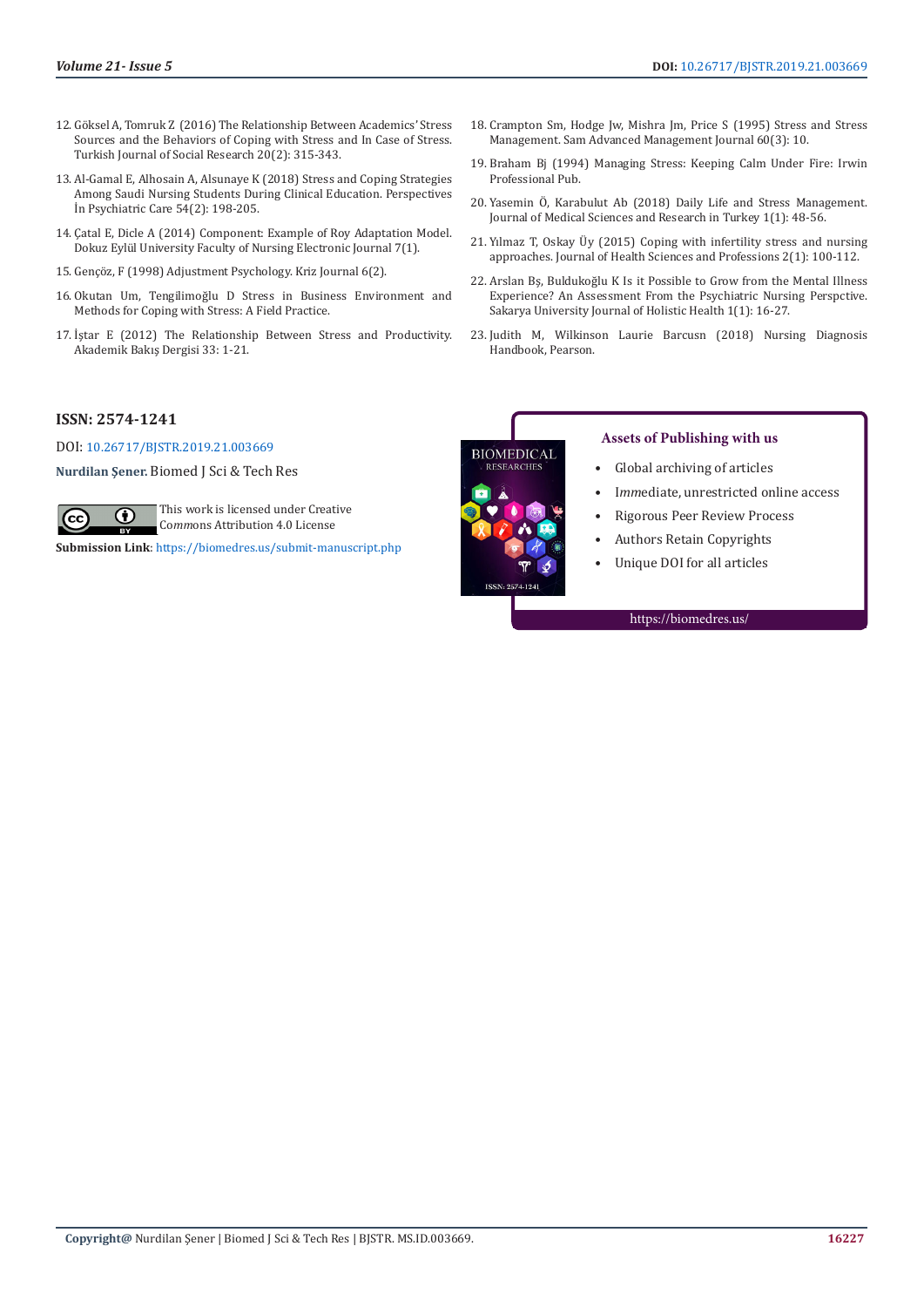12. Göksel A, Tomruk Z (2016) The Relationship Between Academics' Stress Sources and the Behaviors of Coping with Stress and In Case of Stress. Turkish Journal of Social Research 20(2): 315-343.
13. Al-Gamal E, Alhosain A, Alsunaye K (2018) Stress and Coping Strategies Among Saudi Nursing Students During Clinical Education. Perspectives İn Psychiatric Care 54(2): 198-205.
14. Çatal E, Dicle A (2014) Component: Example of Roy Adaptation Model. Dokuz Eylül University Faculty of Nursing Electronic Journal 7(1).
15. Gençöz, F (1998) Adjustment Psychology. Kriz Journal 6(2).
16. Okutan Um, Tengilimoğlu D Stress in Business Environment and Methods for Coping with Stress: A Field Practice.
17. İştar E (2012) The Relationship Between Stress and Productivity. Akademik Bakış Dergisi 33: 1-21.
18. Crampton Sm, Hodge Jw, Mishra Jm, Price S (1995) Stress and Stress Management. Sam Advanced Management Journal 60(3): 10.
19. Braham Bj (1994) Managing Stress: Keeping Calm Under Fire: Irwin Professional Pub.
20. Yasemin Ö, Karabulut Ab (2018) Daily Life and Stress Management. Journal of Medical Sciences and Research in Turkey 1(1): 48-56.
21. Yılmaz T, Oskay Üy (2015) Coping with infertility stress and nursing approaches. Journal of Health Sciences and Professions 2(1): 100-112.
22. Arslan Bş, Buldukoğlu K Is it Possible to Grow from the Mental Illness Experience? An Assessment From the Psychiatric Nursing Perspctive. Sakarya University Journal of Holistic Health 1(1): 16-27.
23. Judith M, Wilkinson Laurie Barcusn (2018) Nursing Diagnosis Handbook, Pearson.

**ISSN: 2574-1241**

DOI: 10.26717/BJSTR.2019.21.003669

**Nurdilan Şener.** Biomed J Sci & Tech Res

This work is licensed under Creative Commons Attribution 4.0 License

**Submission Link**: https://biomedres.us/submit-manuscript.php

**Assets of Publishing with us**

- Global archiving of articles
- Immediate, unrestricted online access
- Rigorous Peer Review Process
- Authors Retain Copyrights
- Unique DOI for all articles

https://biomedres.us/